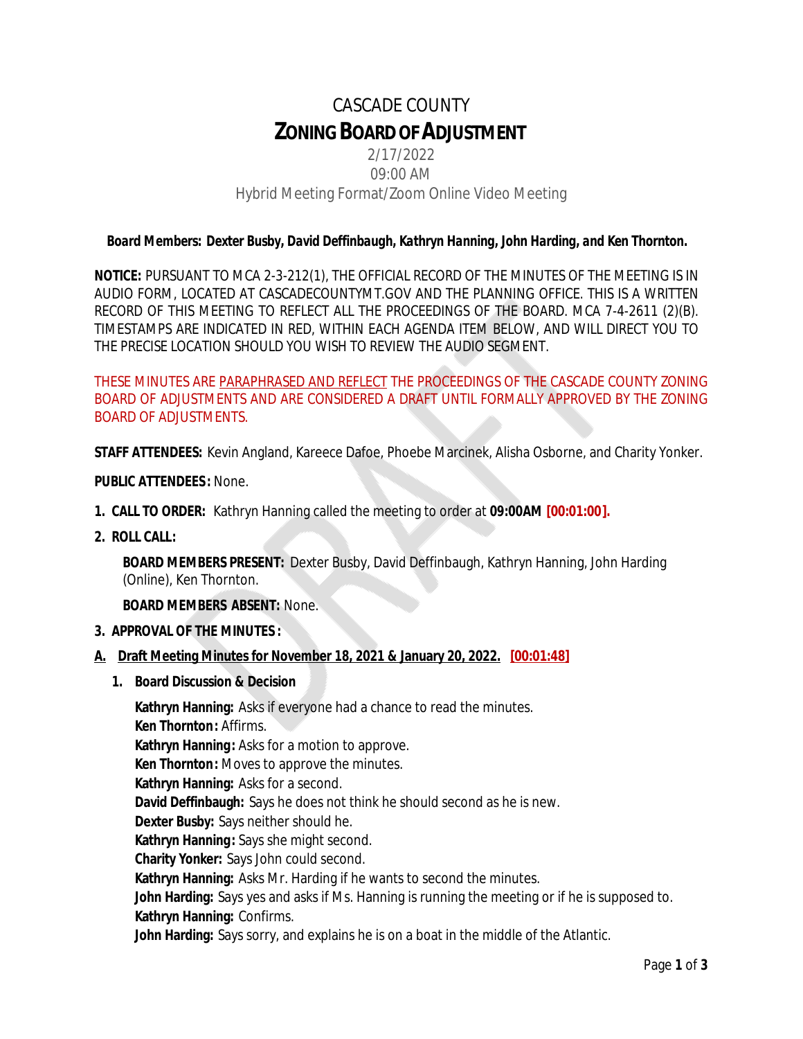# CASCADE COUNTY

# ZONING BOARD OF ADJUSTMENT

2/17/2022

09:00 AM

Hybrid Meeting Format/Zoom Online Video Meeting

***Board Members: Dexter Busby, David Deffinbaugh, Kathryn Hanning, John Harding, and Ken Thornton.***

**NOTICE:** PURSUANT TO MCA 2-3-212(1), THE OFFICIAL RECORD OF THE MINUTES OF THE MEETING IS IN AUDIO FORM, LOCATED AT CASCADECOUNTYMT.GOV AND THE PLANNING OFFICE. THIS IS A WRITTEN RECORD OF THIS MEETING TO REFLECT ALL THE PROCEEDINGS OF THE BOARD. MCA 7-4-2611 (2)(B). TIMESTAMPS ARE INDICATED IN RED, WITHIN EACH AGENDA ITEM BELOW, AND WILL DIRECT YOU TO THE PRECISE LOCATION SHOULD YOU WISH TO REVIEW THE AUDIO SEGMENT.

THESE MINUTES ARE PARAPHRASED AND REFLECT THE PROCEEDINGS OF THE CASCADE COUNTY ZONING BOARD OF ADJUSTMENTS AND ARE CONSIDERED A DRAFT UNTIL FORMALLY APPROVED BY THE ZONING BOARD OF ADJUSTMENTS.

**STAFF ATTENDEES:** Kevin Angland, Kareece Dafoe, Phoebe Marcinek, Alisha Osborne, and Charity Yonker.

**PUBLIC ATTENDEES:** None.

1. **CALL TO ORDER:** Kathryn Hanning called the meeting to order at **09:00AM** **[00:01:00].**
2. **ROLL CALL:**

   **BOARD MEMBERS PRESENT:** Dexter Busby, David Deffinbaugh, Kathryn Hanning, John Harding (Online), Ken Thornton.

   **BOARD MEMBERS ABSENT:** None.

3. **APPROVAL OF THE MINUTES:**

**A. Draft Meeting Minutes for November 18, 2021 & January 20, 2022. [00:01:48]**

1. **Board Discussion & Decision**

   **Kathryn Hanning:** Asks if everyone had a chance to read the minutes.
   **Ken Thornton:** Affirms.
   **Kathryn Hanning:** Asks for a motion to approve.
   **Ken Thornton:** Moves to approve the minutes.
   **Kathryn Hanning:** Asks for a second.
   **David Deffinbaugh:** Says he does not think he should second as he is new.
   **Dexter Busby:** Says neither should he.
   **Kathryn Hanning:** Says she might second.
   **Charity Yonker:** Says John could second.
   **Kathryn Hanning:** Asks Mr. Harding if he wants to second the minutes.
   **John Harding:** Says yes and asks if Ms. Hanning is running the meeting or if he is supposed to.
   **Kathryn Hanning:** Confirms.
   **John Harding:** Says sorry, and explains he is on a boat in the middle of the Atlantic.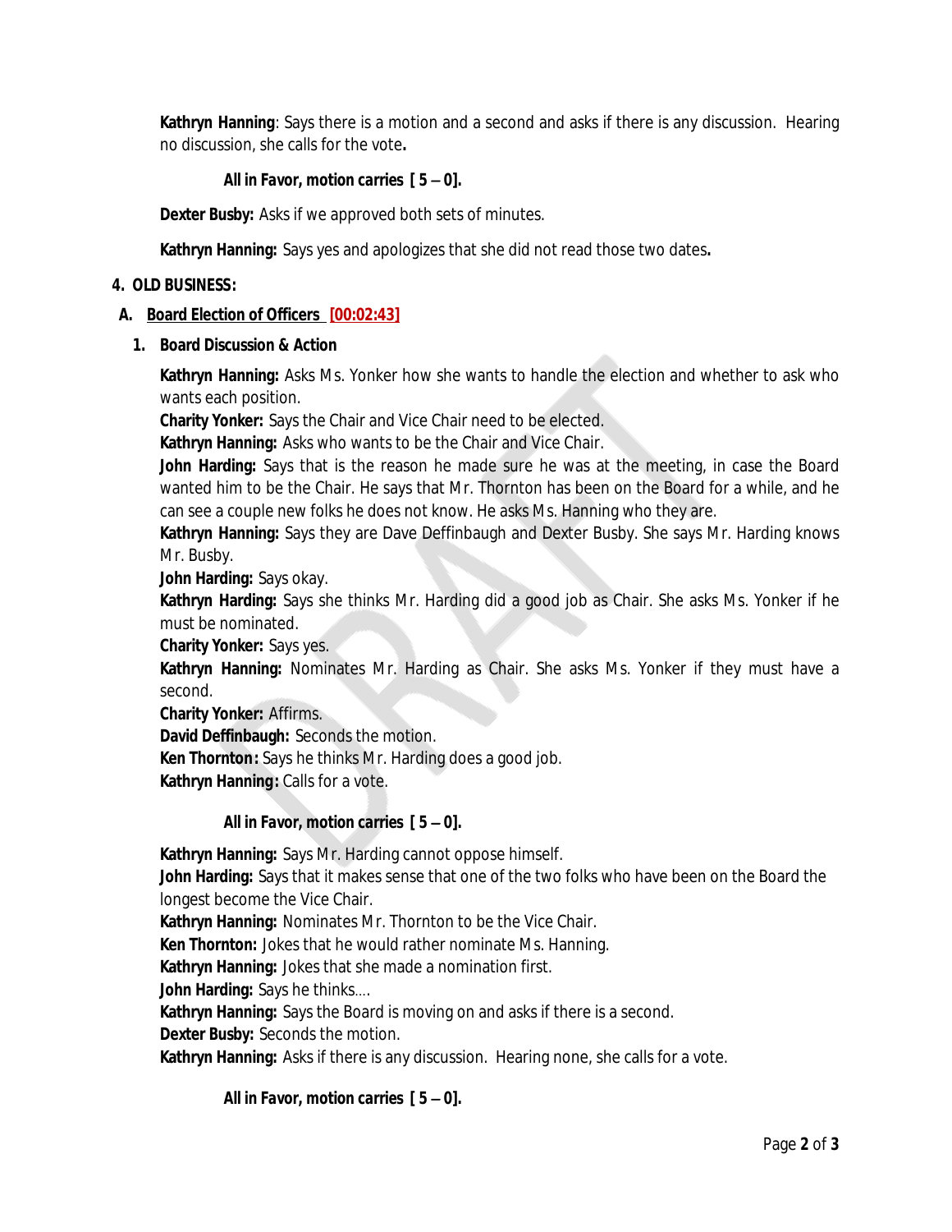**Kathryn Hanning**: Says there is a motion and a second and asks if there is any discussion. Hearing no discussion, she calls for the vote**.**

***All in Favor, motion carries [ 5 – 0].***

**Dexter Busby:** Asks if we approved both sets of minutes.

**Kathryn Hanning:** Says yes and apologizes that she did not read those two dates**.**

**4. OLD BUSINESS:**

**A. Board Election of Officers [00:02:43]**

**1. Board Discussion & Action**

**Kathryn Hanning:** Asks Ms. Yonker how she wants to handle the election and whether to ask who wants each position.
**Charity Yonker:** Says the Chair and Vice Chair need to be elected.
**Kathryn Hanning:** Asks who wants to be the Chair and Vice Chair.
**John Harding:** Says that is the reason he made sure he was at the meeting, in case the Board wanted him to be the Chair. He says that Mr. Thornton has been on the Board for a while, and he can see a couple new folks he does not know. He asks Ms. Hanning who they are.
**Kathryn Hanning:** Says they are Dave Deffinbaugh and Dexter Busby. She says Mr. Harding knows Mr. Busby.
**John Harding:** Says okay.
**Kathryn Harding:** Says she thinks Mr. Harding did a good job as Chair. She asks Ms. Yonker if he must be nominated.
**Charity Yonker:** Says yes.
**Kathryn Hanning:** Nominates Mr. Harding as Chair. She asks Ms. Yonker if they must have a second.
**Charity Yonker:** Affirms.
**David Deffinbaugh:** Seconds the motion.
**Ken Thornton:** Says he thinks Mr. Harding does a good job.
**Kathryn Hanning:** Calls for a vote.

***All in Favor, motion carries [ 5 – 0].***

**Kathryn Hanning:** Says Mr. Harding cannot oppose himself.
**John Harding:** Says that it makes sense that one of the two folks who have been on the Board the longest become the Vice Chair.
**Kathryn Hanning:** Nominates Mr. Thornton to be the Vice Chair.
**Ken Thornton:** Jokes that he would rather nominate Ms. Hanning.
**Kathryn Hanning:** Jokes that she made a nomination first.
**John Harding:** Says he thinks….
**Kathryn Hanning:** Says the Board is moving on and asks if there is a second.
**Dexter Busby:** Seconds the motion.
**Kathryn Hanning:** Asks if there is any discussion. Hearing none, she calls for a vote.

***All in Favor, motion carries [ 5 – 0].***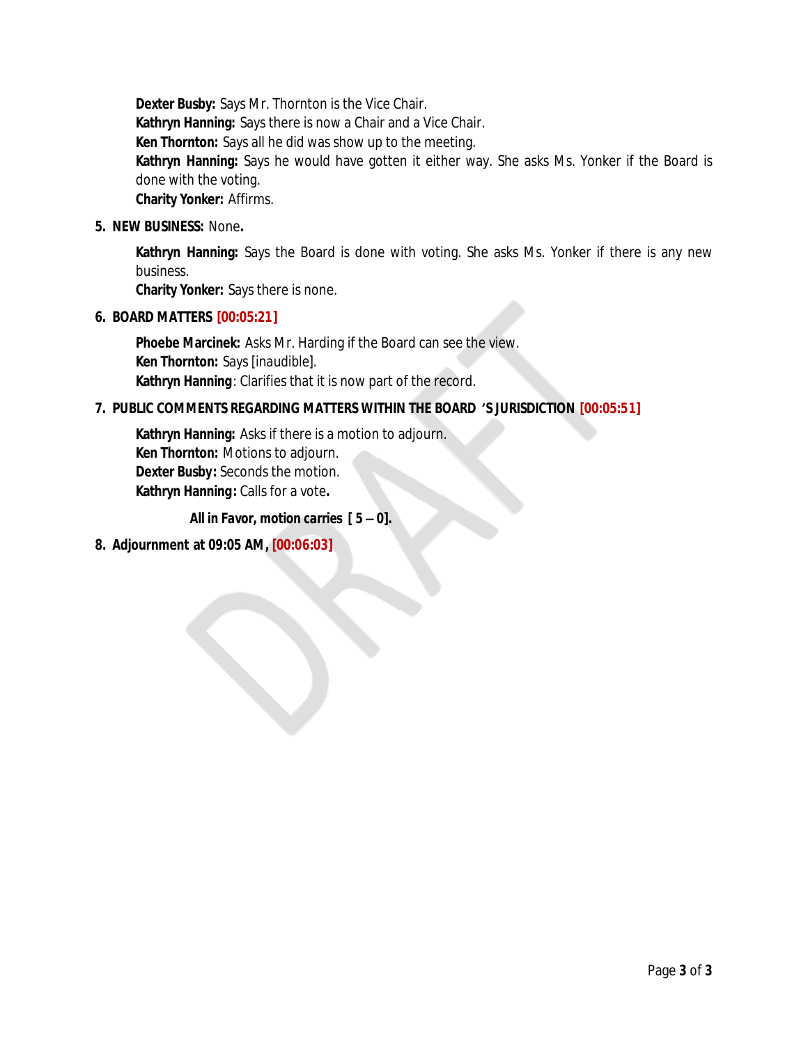**Dexter Busby:** Says Mr. Thornton is the Vice Chair.
**Kathryn Hanning:** Says there is now a Chair and a Vice Chair.
**Ken Thornton:** Says all he did was show up to the meeting.
**Kathryn Hanning:** Says he would have gotten it either way. She asks Ms. Yonker if the Board is done with the voting.
**Charity Yonker:** Affirms.

5. **NEW BUSINESS:** None**.**

**Kathryn Hanning:** Says the Board is done with voting. She asks Ms. Yonker if there is any new business.
**Charity Yonker:** Says there is none.

6. **BOARD MATTERS [00:05:21]**

**Phoebe Marcinek:** Asks Mr. Harding if the Board can see the view.
**Ken Thornton:** Says [inaudible].
**Kathryn Hanning**: Clarifies that it is now part of the record.

7. **PUBLIC COMMENTS REGARDING MATTERS WITHIN THE BOARD'S JURISDICTION [00:05:51]**

**Kathryn Hanning:** Asks if there is a motion to adjourn.
**Ken Thornton:** Motions to adjourn.
**Dexter Busby:** Seconds the motion.
**Kathryn Hanning:** Calls for a vote**.**

**All in Favor, motion carries [ 5 – 0].**

8. **Adjournment at 09:05 AM, [00:06:03]**